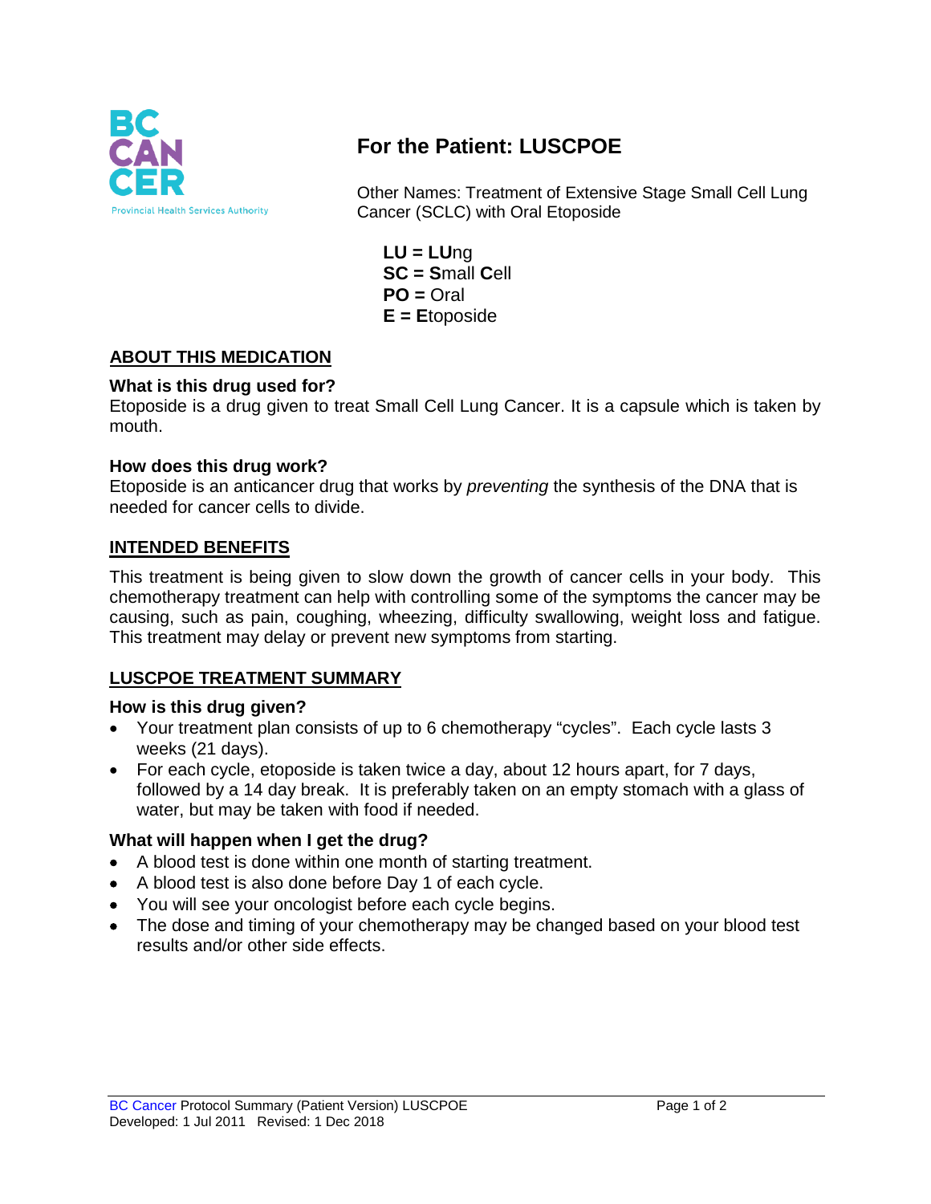# For the Patient: LUSCPOE

Other Names: Treatment of Extensive Stage Small Cell Lung Cancer (SCLC) with Oral Etoposide

**LU = LU**ng
**SC = S**mall **C**ell
**PO =** Oral
**E = E**toposide

## ABOUT THIS MEDICATION

### What is this drug used for?

Etoposide is a drug given to treat Small Cell Lung Cancer. It is a capsule which is taken by mouth.

### How does this drug work?

Etoposide is an anticancer drug that works by *preventing* the synthesis of the DNA that is needed for cancer cells to divide.

## INTENDED BENEFITS

This treatment is being given to slow down the growth of cancer cells in your body. This chemotherapy treatment can help with controlling some of the symptoms the cancer may be causing, such as pain, coughing, wheezing, difficulty swallowing, weight loss and fatigue. This treatment may delay or prevent new symptoms from starting.

## LUSCPOE TREATMENT SUMMARY

### How is this drug given?

- Your treatment plan consists of up to 6 chemotherapy "cycles". Each cycle lasts 3 weeks (21 days).
- For each cycle, etoposide is taken twice a day, about 12 hours apart, for 7 days, followed by a 14 day break. It is preferably taken on an empty stomach with a glass of water, but may be taken with food if needed.

### What will happen when I get the drug?

- A blood test is done within one month of starting treatment.
- A blood test is also done before Day 1 of each cycle.
- You will see your oncologist before each cycle begins.
- The dose and timing of your chemotherapy may be changed based on your blood test results and/or other side effects.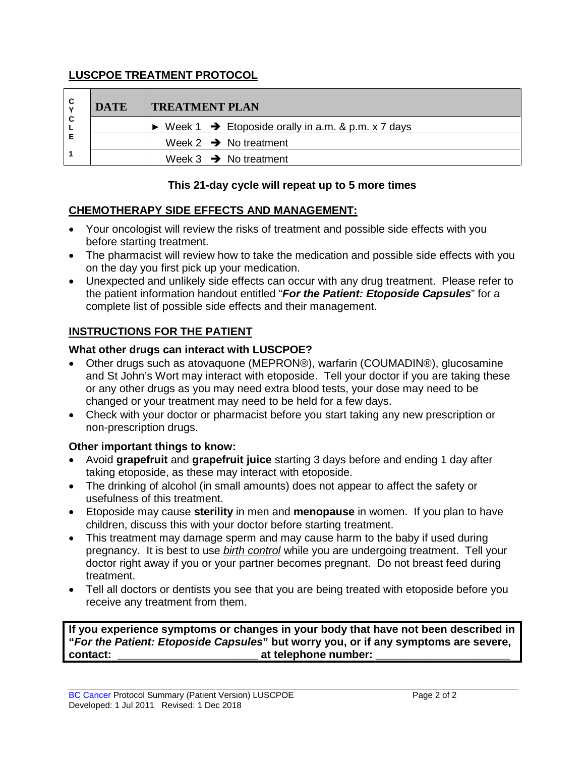## LUSCPOE TREATMENT PROTOCOL

| CYCLE 1 | DATE | TREATMENT PLAN |
|---|---|---|
| | | ► Week 1 → Etoposide orally in a.m. & p.m. x 7 days |
| | | Week 2 → No treatment |
| | | Week 3 → No treatment |

**This 21-day cycle will repeat up to 5 more times**

## CHEMOTHERAPY SIDE EFFECTS AND MANAGEMENT:

- Your oncologist will review the risks of treatment and possible side effects with you before starting treatment.
- The pharmacist will review how to take the medication and possible side effects with you on the day you first pick up your medication.
- Unexpected and unlikely side effects can occur with any drug treatment. Please refer to the patient information handout entitled "***For the Patient: Etoposide Capsules***" for a complete list of possible side effects and their management.

## INSTRUCTIONS FOR THE PATIENT

### What other drugs can interact with LUSCPOE?

- Other drugs such as atovaquone (MEPRON®), warfarin (COUMADIN®), glucosamine and St John's Wort may interact with etoposide. Tell your doctor if you are taking these or any other drugs as you may need extra blood tests, your dose may need to be changed or your treatment may need to be held for a few days.
- Check with your doctor or pharmacist before you start taking any new prescription or non-prescription drugs.

### Other important things to know:

- Avoid **grapefruit** and **grapefruit juice** starting 3 days before and ending 1 day after taking etoposide, as these may interact with etoposide.
- The drinking of alcohol (in small amounts) does not appear to affect the safety or usefulness of this treatment.
- Etoposide may cause **sterility** in men and **menopause** in women. If you plan to have children, discuss this with your doctor before starting treatment.
- This treatment may damage sperm and may cause harm to the baby if used during pregnancy. It is best to use *birth control* while you are undergoing treatment. Tell your doctor right away if you or your partner becomes pregnant. Do not breast feed during treatment.
- Tell all doctors or dentists you see that you are being treated with etoposide before you receive any treatment from them.

**If you experience symptoms or changes in your body that have not been described in "*For the Patient: Etoposide Capsules*" but worry you, or if any symptoms are severe, contact: ________________________ at telephone number: ______________________**